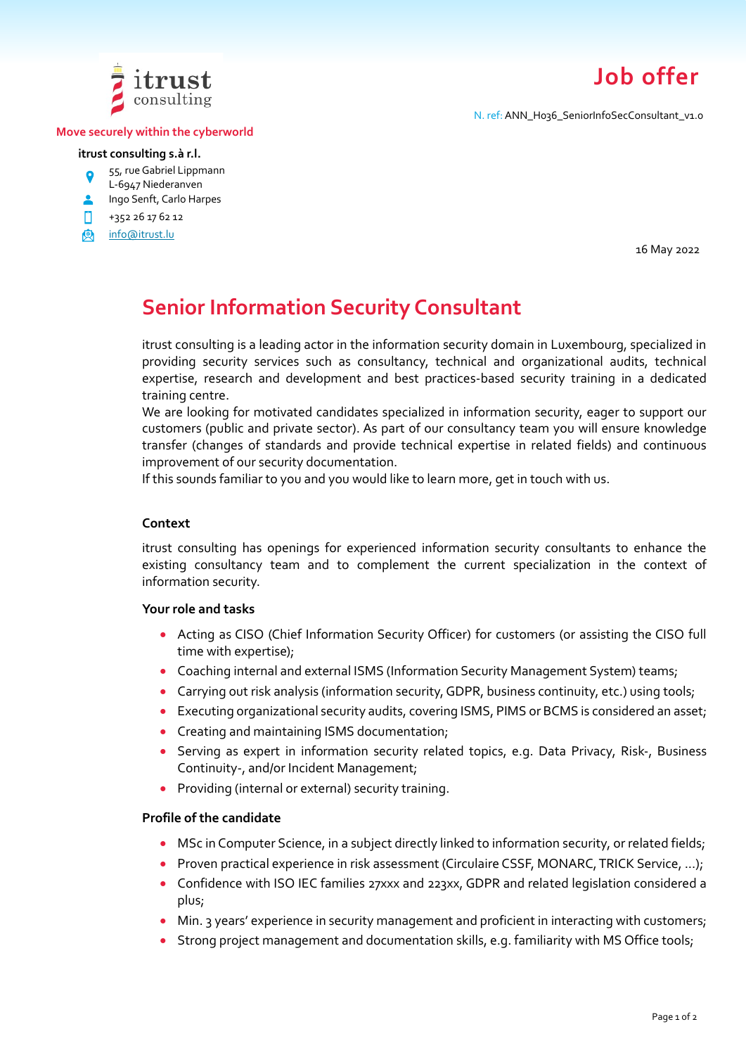itrust consulting

**Move securely within the cyberworld**

**itrust consulting s.à r.l.**

55, rue Gabriel Lippmann
L-6947 Niederanven

Ingo Senft, Carlo Harpes

+352 26 17 62 12

info@itrust.lu

# Job offer

N. ref: ANN_H036_SeniorInfoSecConsultant_v1.0

16 May 2022

## Senior Information Security Consultant

itrust consulting is a leading actor in the information security domain in Luxembourg, specialized in providing security services such as consultancy, technical and organizational audits, technical expertise, research and development and best practices-based security training in a dedicated training centre.
We are looking for motivated candidates specialized in information security, eager to support our customers (public and private sector). As part of our consultancy team you will ensure knowledge transfer (changes of standards and provide technical expertise in related fields) and continuous improvement of our security documentation.
If this sounds familiar to you and you would like to learn more, get in touch with us.

### Context

itrust consulting has openings for experienced information security consultants to enhance the existing consultancy team and to complement the current specialization in the context of information security.

### Your role and tasks

- Acting as CISO (Chief Information Security Officer) for customers (or assisting the CISO full time with expertise);
- Coaching internal and external ISMS (Information Security Management System) teams;
- Carrying out risk analysis (information security, GDPR, business continuity, etc.) using tools;
- Executing organizational security audits, covering ISMS, PIMS or BCMS is considered an asset;
- Creating and maintaining ISMS documentation;
- Serving as expert in information security related topics, e.g. Data Privacy, Risk-, Business Continuity-, and/or Incident Management;
- Providing (internal or external) security training.

### Profile of the candidate

- MSc in Computer Science, in a subject directly linked to information security, or related fields;
- Proven practical experience in risk assessment (Circulaire CSSF, MONARC, TRICK Service, ...);
- Confidence with ISO IEC families 27xxx and 223xx, GDPR and related legislation considered a plus;
- Min. 3 years' experience in security management and proficient in interacting with customers;
- Strong project management and documentation skills, e.g. familiarity with MS Office tools;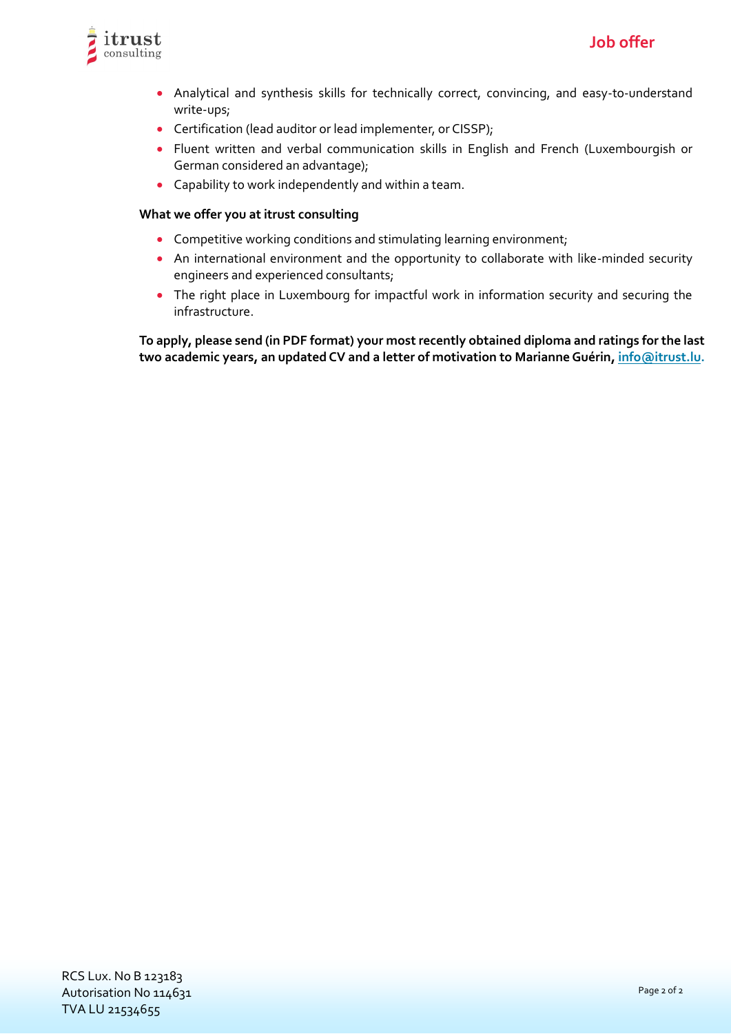- Analytical and synthesis skills for technically correct, convincing, and easy-to-understand write-ups;
- Certification (lead auditor or lead implementer, or CISSP);
- Fluent written and verbal communication skills in English and French (Luxembourgish or German considered an advantage);
- Capability to work independently and within a team.

**What we offer you at itrust consulting**

- Competitive working conditions and stimulating learning environment;
- An international environment and the opportunity to collaborate with like-minded security engineers and experienced consultants;
- The right place in Luxembourg for impactful work in information security and securing the infrastructure.

**To apply, please send (in PDF format) your most recently obtained diploma and ratings for the last two academic years, an updated CV and a letter of motivation to Marianne Guérin, [info@itrust.lu](mailto:info@itrust.lu).**

RCS Lux. No B 123183
Autorisation No 114631
TVA LU 21534655